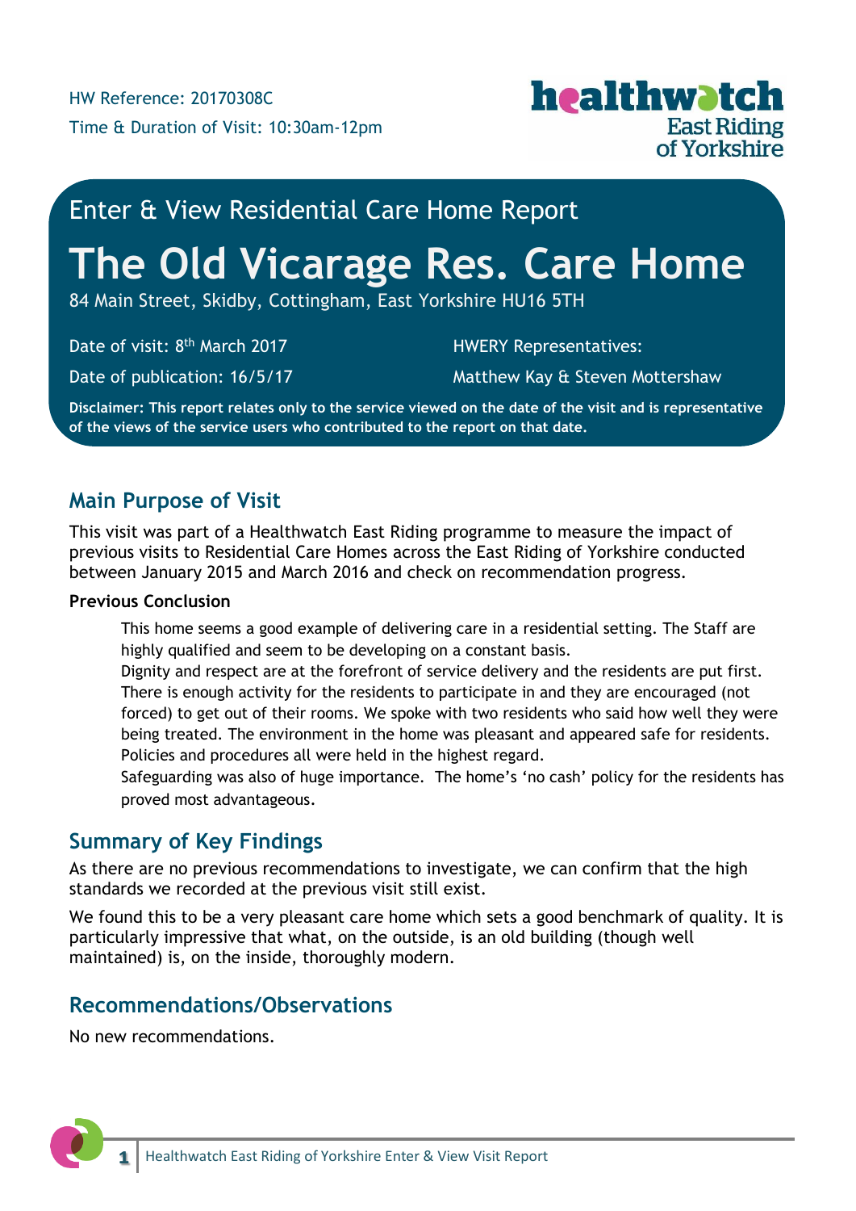HW Reference: 20170308C

Time & Duration of Visit: 10:30am-12pm

healthwatch East Riding of Yorkshire

Enter & View Residential Care Home Report

# The Old Vicarage Res. Care Home

84 Main Street, Skidby, Cottingham, East Yorkshire HU16 5TH

Date of visit: 8th March 2017

Date of publication: 16/5/17

HWERY Representatives:

Matthew Kay & Steven Mottershaw

**Disclaimer: This report relates only to the service viewed on the date of the visit and is representative of the views of the service users who contributed to the report on that date.**

## Main Purpose of Visit

This visit was part of a Healthwatch East Riding programme to measure the impact of previous visits to Residential Care Homes across the East Riding of Yorkshire conducted between January 2015 and March 2016 and check on recommendation progress.

**Previous Conclusion**

> This home seems a good example of delivering care in a residential setting. The Staff are highly qualified and seem to be developing on a constant basis.
> Dignity and respect are at the forefront of service delivery and the residents are put first. There is enough activity for the residents to participate in and they are encouraged (not forced) to get out of their rooms. We spoke with two residents who said how well they were being treated. The environment in the home was pleasant and appeared safe for residents. Policies and procedures all were held in the highest regard.
> Safeguarding was also of huge importance. The home's 'no cash' policy for the residents has proved most advantageous.

## Summary of Key Findings

As there are no previous recommendations to investigate, we can confirm that the high standards we recorded at the previous visit still exist.

We found this to be a very pleasant care home which sets a good benchmark of quality. It is particularly impressive that what, on the outside, is an old building (though well maintained) is, on the inside, thoroughly modern.

## Recommendations/Observations

No new recommendations.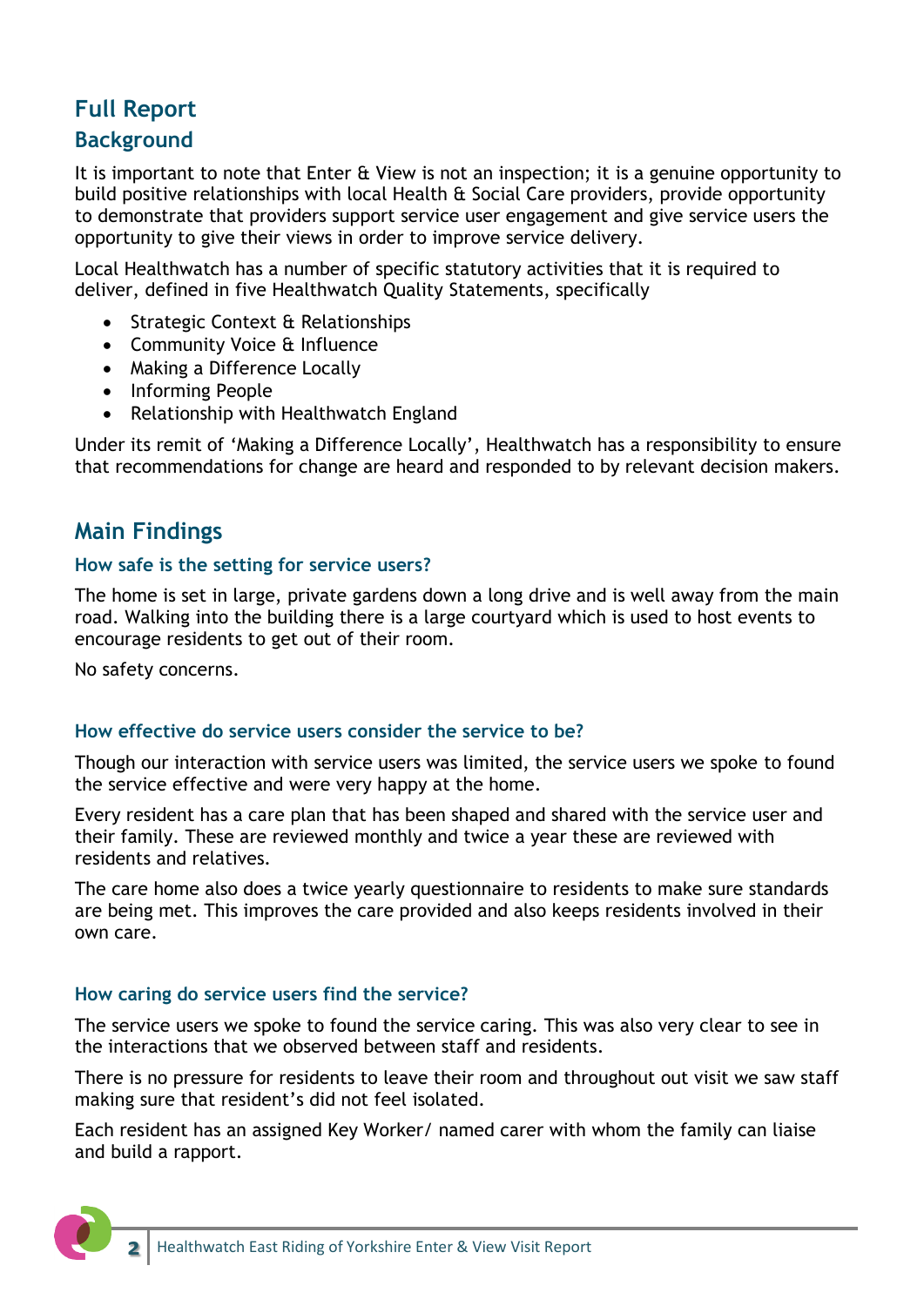# Full Report

## Background

It is important to note that Enter & View is not an inspection; it is a genuine opportunity to build positive relationships with local Health & Social Care providers, provide opportunity to demonstrate that providers support service user engagement and give service users the opportunity to give their views in order to improve service delivery.

Local Healthwatch has a number of specific statutory activities that it is required to deliver, defined in five Healthwatch Quality Statements, specifically

- Strategic Context & Relationships
- Community Voice & Influence
- Making a Difference Locally
- Informing People
- Relationship with Healthwatch England

Under its remit of 'Making a Difference Locally', Healthwatch has a responsibility to ensure that recommendations for change are heard and responded to by relevant decision makers.

# Main Findings

### How safe is the setting for service users?

The home is set in large, private gardens down a long drive and is well away from the main road. Walking into the building there is a large courtyard which is used to host events to encourage residents to get out of their room.

No safety concerns.

### How effective do service users consider the service to be?

Though our interaction with service users was limited, the service users we spoke to found the service effective and were very happy at the home.

Every resident has a care plan that has been shaped and shared with the service user and their family. These are reviewed monthly and twice a year these are reviewed with residents and relatives.

The care home also does a twice yearly questionnaire to residents to make sure standards are being met. This improves the care provided and also keeps residents involved in their own care.

### How caring do service users find the service?

The service users we spoke to found the service caring. This was also very clear to see in the interactions that we observed between staff and residents.

There is no pressure for residents to leave their room and throughout out visit we saw staff making sure that resident's did not feel isolated.

Each resident has an assigned Key Worker/ named carer with whom the family can liaise and build a rapport.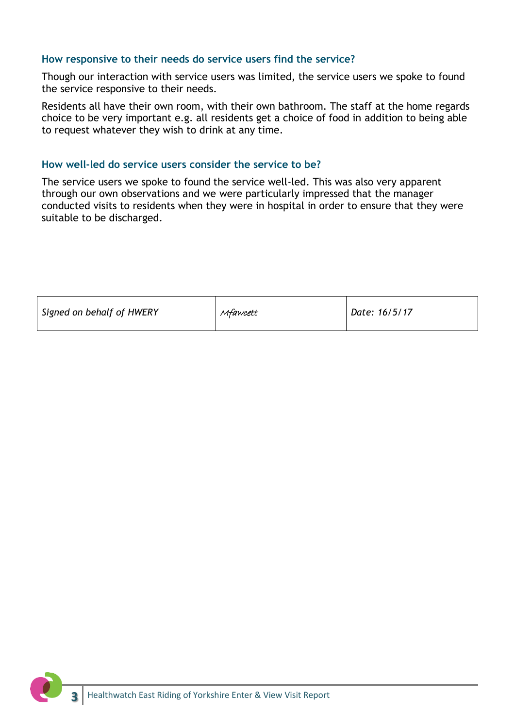### How responsive to their needs do service users find the service?

Though our interaction with service users was limited, the service users we spoke to found the service responsive to their needs.

Residents all have their own room, with their own bathroom. The staff at the home regards choice to be very important e.g. all residents get a choice of food in addition to being able to request whatever they wish to drink at any time.

### How well-led do service users consider the service to be?

The service users we spoke to found the service well-led. This was also very apparent through our own observations and we were particularly impressed that the manager conducted visits to residents when they were in hospital in order to ensure that they were suitable to be discharged.

| | | |
|---|---|---|
| *Signed on behalf of HWERY* | *Mfawcett* | *Date: 16/5/17* |